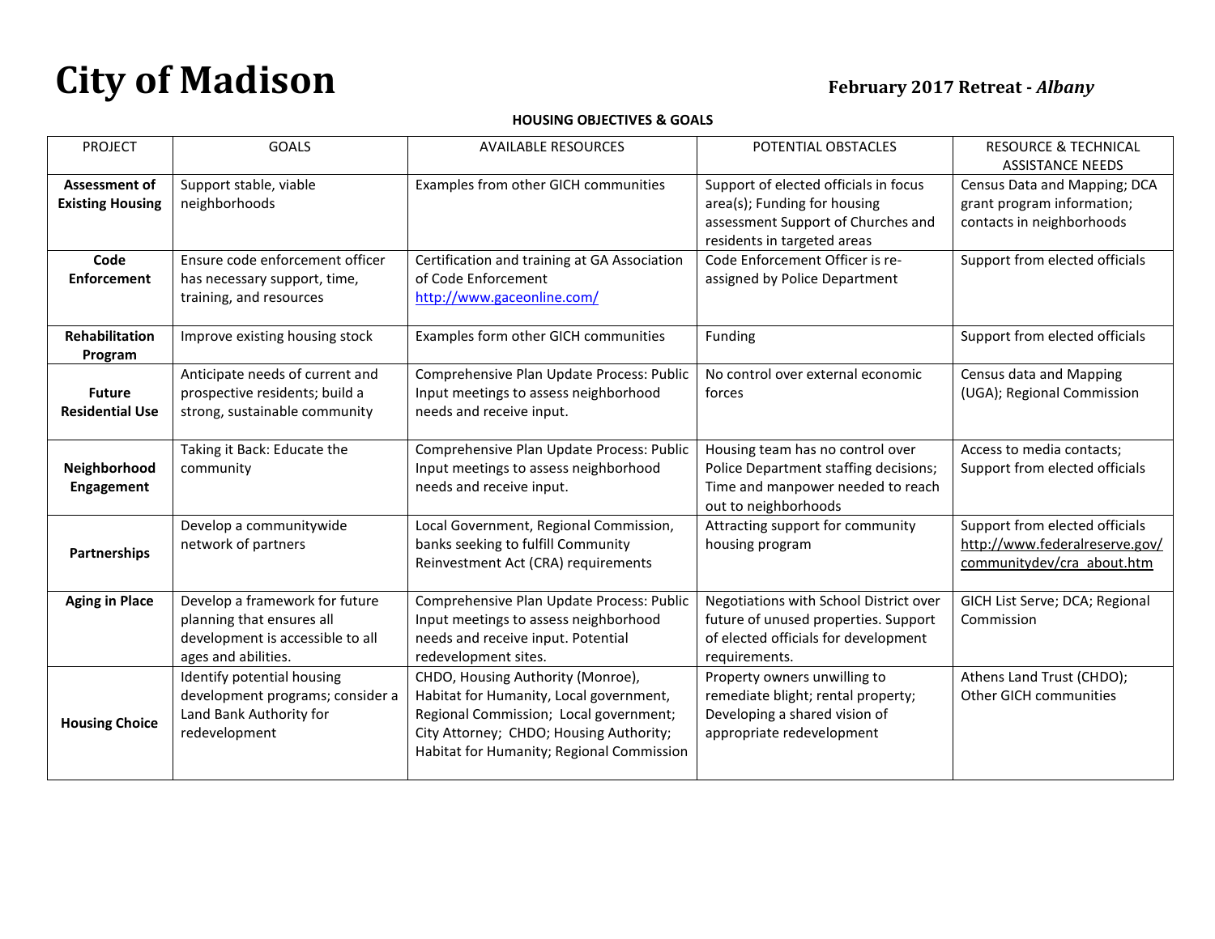# City of Madison

**February 2017 Retreat - *Albany***

**HOUSING OBJECTIVES & GOALS**

| PROJECT | GOALS | AVAILABLE RESOURCES | POTENTIAL OBSTACLES | RESOURCE & TECHNICAL ASSISTANCE NEEDS |
|---|---|---|---|---|
| **Assessment of Existing Housing** | Support stable, viable neighborhoods | Examples from other GICH communities | Support of elected officials in focus area(s); Funding for housing assessment Support of Churches and residents in targeted areas | Census Data and Mapping; DCA grant program information; contacts in neighborhoods |
| **Code Enforcement** | Ensure code enforcement officer has necessary support, time, training, and resources | Certification and training at GA Association of Code Enforcement http://www.gaceonline.com/ | Code Enforcement Officer is re-assigned by Police Department | Support from elected officials |
| **Rehabilitation Program** | Improve existing housing stock | Examples form other GICH communities | Funding | Support from elected officials |
| **Future Residential Use** | Anticipate needs of current and prospective residents; build a strong, sustainable community | Comprehensive Plan Update Process: Public Input meetings to assess neighborhood needs and receive input. | No control over external economic forces | Census data and Mapping (UGA); Regional Commission |
| **Neighborhood Engagement** | Taking it Back: Educate the community | Comprehensive Plan Update Process: Public Input meetings to assess neighborhood needs and receive input. | Housing team has no control over Police Department staffing decisions; Time and manpower needed to reach out to neighborhoods | Access to media contacts; Support from elected officials |
| **Partnerships** | Develop a communitywide network of partners | Local Government, Regional Commission, banks seeking to fulfill Community Reinvestment Act (CRA) requirements | Attracting support for community housing program | Support from elected officials http://www.federalreserve.gov/communitydev/cra_about.htm |
| **Aging in Place** | Develop a framework for future planning that ensures all development is accessible to all ages and abilities. | Comprehensive Plan Update Process: Public Input meetings to assess neighborhood needs and receive input. Potential redevelopment sites. | Negotiations with School District over future of unused properties. Support of elected officials for development requirements. | GICH List Serve; DCA; Regional Commission |
| **Housing Choice** | Identify potential housing development programs; consider a Land Bank Authority for redevelopment | CHDO, Housing Authority (Monroe), Habitat for Humanity, Local government, Regional Commission; Local government; City Attorney; CHDO; Housing Authority; Habitat for Humanity; Regional Commission | Property owners unwilling to remediate blight; rental property; Developing a shared vision of appropriate redevelopment | Athens Land Trust (CHDO); Other GICH communities |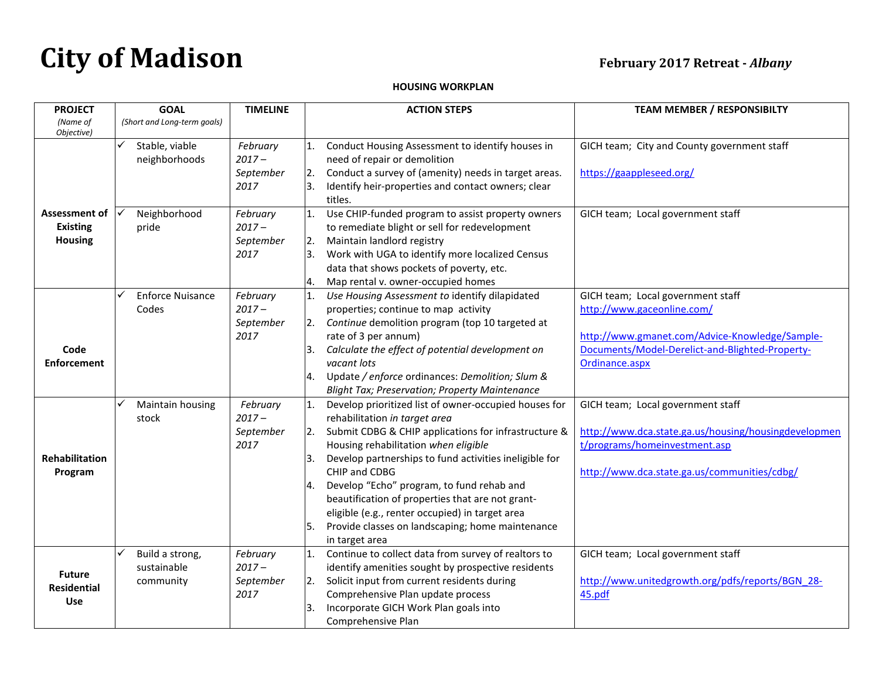# City of Madison

**February 2017 Retreat - *Albany***

**HOUSING WORKPLAN**

| PROJECT (*Name of Objective*) | GOAL (*Short and Long-term goals*) | TIMELINE | ACTION STEPS | TEAM MEMBER / RESPONSIBILTY |
|---|---|---|---|---|
| **Assessment of Existing Housing** | ✓ Stable, viable neighborhoods | *February 2017 – September 2017* | 1. Conduct Housing Assessment to identify houses in need of repair or demolition<br>2. Conduct a survey of (amenity) needs in target areas.<br>3. Identify heir-properties and contact owners; clear titles. | GICH team; City and County government staff<br><br>https://gaappleseed.org/ |
| | ✓ Neighborhood pride | *February 2017 – September 2017* | 1. Use CHIP-funded program to assist property owners to remediate blight or sell for redevelopment<br>2. Maintain landlord registry<br>3. Work with UGA to identify more localized Census data that shows pockets of poverty, etc.<br>4. Map rental v. owner-occupied homes | GICH team; Local government staff |
| **Code Enforcement** | ✓ Enforce Nuisance Codes | *February 2017 – September 2017* | 1. *Use Housing Assessment to* identify dilapidated properties; continue to map activity<br>2. *Continue* demolition program (top 10 targeted at rate of 3 per annum)<br>3. *Calculate the effect of potential development on vacant lots*<br>4. Update */ enforce* ordinances: *Demolition; Slum & Blight Tax; Preservation; Property Maintenance* | GICH team; Local government staff<br>http://www.gaceonline.com/<br><br>http://www.gmanet.com/Advice-Knowledge/Sample-Documents/Model-Derelict-and-Blighted-Property-Ordinance.aspx |
| **Rehabilitation Program** | ✓ Maintain housing stock | *February 2017 – September 2017* | 1. Develop prioritized list of owner-occupied houses for rehabilitation *in target area*<br>2. Submit CDBG & CHIP applications for infrastructure & Housing rehabilitation *when eligible*<br>3. Develop partnerships to fund activities ineligible for CHIP and CDBG<br>4. Develop "Echo" program, to fund rehab and beautification of properties that are not grant-eligible (e.g., renter occupied) in target area<br>5. Provide classes on landscaping; home maintenance in target area | GICH team; Local government staff<br><br>http://www.dca.state.ga.us/housing/housingdevelopment/programs/homeinvestment.asp<br><br>http://www.dca.state.ga.us/communities/cdbg/ |
| **Future Residential Use** | ✓ Build a strong, sustainable community | *February 2017 – September 2017* | 1. Continue to collect data from survey of realtors to identify amenities sought by prospective residents<br>2. Solicit input from current residents during Comprehensive Plan update process<br>3. Incorporate GICH Work Plan goals into Comprehensive Plan | GICH team; Local government staff<br><br>http://www.unitedgrowth.org/pdfs/reports/BGN_28-45.pdf |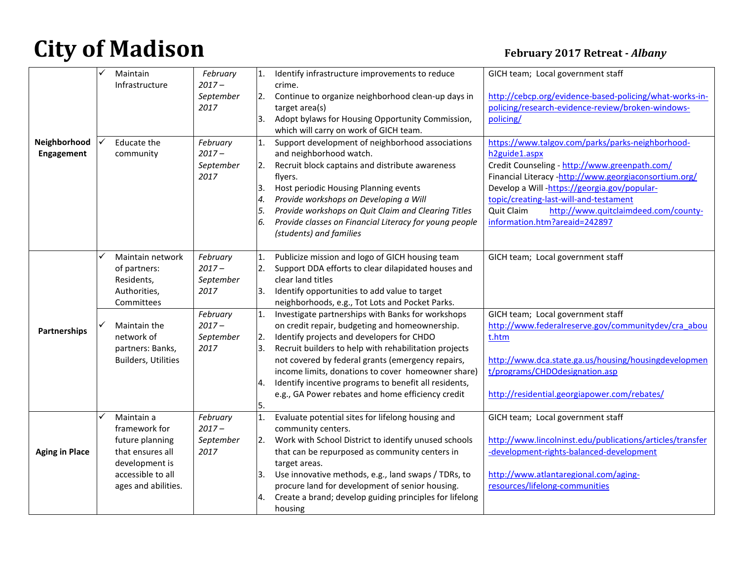# City of Madison

**February 2017 Retreat - *Albany***

| | | | | |
|---|---|---|---|---|
| **Neighborhood Engagement** | ✓ Maintain Infrastructure | *February 2017 – September 2017* | 1. Identify infrastructure improvements to reduce crime.<br>2. Continue to organize neighborhood clean-up days in target area(s)<br>3. Adopt bylaws for Housing Opportunity Commission, which will carry on work of GICH team. | GICH team; Local government staff<br><br>http://cebcp.org/evidence-based-policing/what-works-in-policing/research-evidence-review/broken-windows-policing/ |
| | ✓ Educate the community | *February 2017 – September 2017* | 1. Support development of neighborhood associations and neighborhood watch.<br>2. Recruit block captains and distribute awareness flyers.<br>3. Host periodic Housing Planning events<br>4. *Provide workshops on Developing a Will*<br>5. *Provide workshops on Quit Claim and Clearing Titles*<br>6. *Provide classes on Financial Literacy for young people (students) and families* | https://www.talgov.com/parks/parks-neighborhood-h2guide1.aspx<br>Credit Counseling - http://www.greenpath.com/<br>Financial Literacy -http://www.georgiaconsortium.org/<br>Develop a Will -https://georgia.gov/popular-topic/creating-last-will-and-testament<br>Quit Claim http://www.quitclaimdeed.com/county-information.htm?areaid=242897 |
| **Partnerships** | ✓ Maintain network of partners: Residents, Authorities, Committees | *February 2017 – September 2017* | 1. Publicize mission and logo of GICH housing team<br>2. Support DDA efforts to clear dilapidated houses and clear land titles<br>3. Identify opportunities to add value to target neighborhoods, e.g., Tot Lots and Pocket Parks. | GICH team; Local government staff |
| | ✓ Maintain the network of partners: Banks, Builders, Utilities | *February 2017 – September 2017* | 1. Investigate partnerships with Banks for workshops on credit repair, budgeting and homeownership.<br>2. Identify projects and developers for CHDO<br>3. Recruit builders to help with rehabilitation projects not covered by federal grants (emergency repairs, income limits, donations to cover homeowner share)<br>4. Identify incentive programs to benefit all residents, e.g., GA Power rebates and home efficiency credit<br>5. | GICH team; Local government staff<br>http://www.federalreserve.gov/communitydev/cra_about.htm<br><br>http://www.dca.state.ga.us/housing/housingdevelopment/programs/CHDOdesignation.asp<br><br>http://residential.georgiapower.com/rebates/ |
| **Aging in Place** | ✓ Maintain a framework for future planning that ensures all development is accessible to all ages and abilities. | *February 2017 – September 2017* | 1. Evaluate potential sites for lifelong housing and community centers.<br>2. Work with School District to identify unused schools that can be repurposed as community centers in target areas.<br>3. Use innovative methods, e.g., land swaps / TDRs, to procure land for development of senior housing.<br>4. Create a brand; develop guiding principles for lifelong housing | GICH team; Local government staff<br><br>http://www.lincolninst.edu/publications/articles/transfer-development-rights-balanced-development<br><br>http://www.atlantaregional.com/aging-resources/lifelong-communities |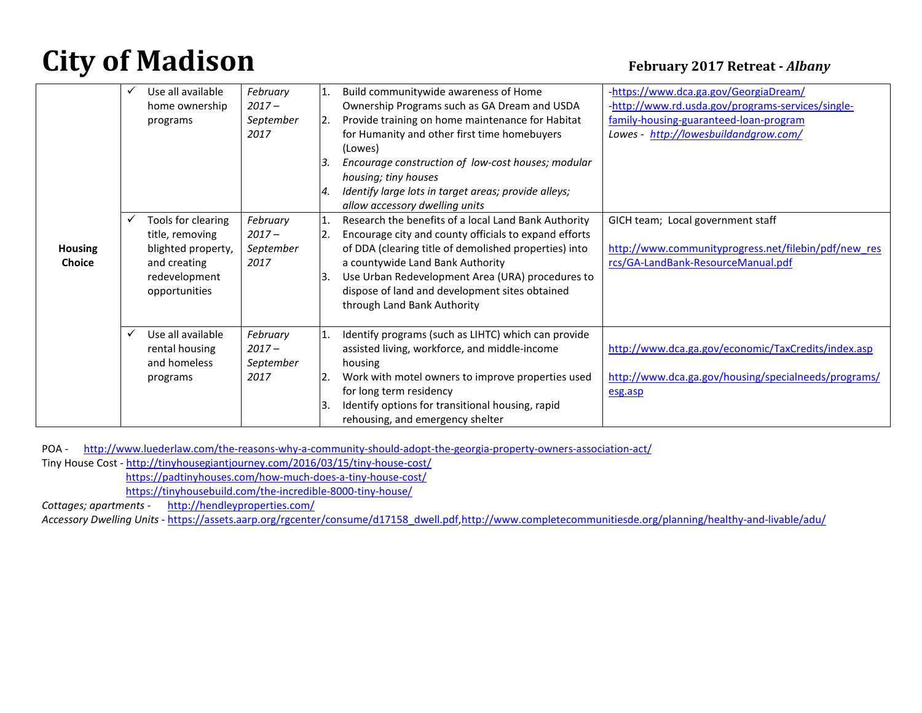# City of Madison

**February 2017 Retreat - *Albany***

| | | | | |
|---|---|---|---|---|
| **Housing Choice** | ✓ Use all available home ownership programs | *February 2017 – September 2017* | 1. Build communitywide awareness of Home Ownership Programs such as GA Dream and USDA<br>2. Provide training on home maintenance for Habitat for Humanity and other first time homebuyers (Lowes)<br>3. *Encourage construction of low-cost houses; modular housing; tiny houses*<br>4. *Identify large lots in target areas; provide alleys; allow accessory dwelling units* | -https://www.dca.ga.gov/GeorgiaDream/<br>-http://www.rd.usda.gov/programs-services/single-family-housing-guaranteed-loan-program<br>*Lowes - http://lowesbuildandgrow.com/* |
| | ✓ Tools for clearing title, removing blighted property, and creating redevelopment opportunities | *February 2017 – September 2017* | 1. Research the benefits of a local Land Bank Authority<br>2. Encourage city and county officials to expand efforts of DDA (clearing title of demolished properties) into a countywide Land Bank Authority<br>3. Use Urban Redevelopment Area (URA) procedures to dispose of land and development sites obtained through Land Bank Authority | GICH team; Local government staff<br><br>http://www.communityprogress.net/filebin/pdf/new_resrcs/GA-LandBank-ResourceManual.pdf |
| | ✓ Use all available rental housing and homeless programs | *February 2017 – September 2017* | 1. Identify programs (such as LIHTC) which can provide assisted living, workforce, and middle-income housing<br>2. Work with motel owners to improve properties used for long term residency<br>3. Identify options for transitional housing, rapid rehousing, and emergency shelter | http://www.dca.ga.gov/economic/TaxCredits/index.asp<br><br>http://www.dca.ga.gov/housing/specialneeds/programs/esg.asp |

POA - http://www.luederlaw.com/the-reasons-why-a-community-should-adopt-the-georgia-property-owners-association-act/

Tiny House Cost - http://tinyhousegiantjourney.com/2016/03/15/tiny-house-cost/
https://padtinyhouses.com/how-much-does-a-tiny-house-cost/
https://tinyhousebuild.com/the-incredible-8000-tiny-house/

*Cottages; apartments -* http://hendleyproperties.com/

*Accessory Dwelling Units -* https://assets.aarp.org/rgcenter/consume/d17158_dwell.pdf,http://www.completecommunitiesde.org/planning/healthy-and-livable/adu/